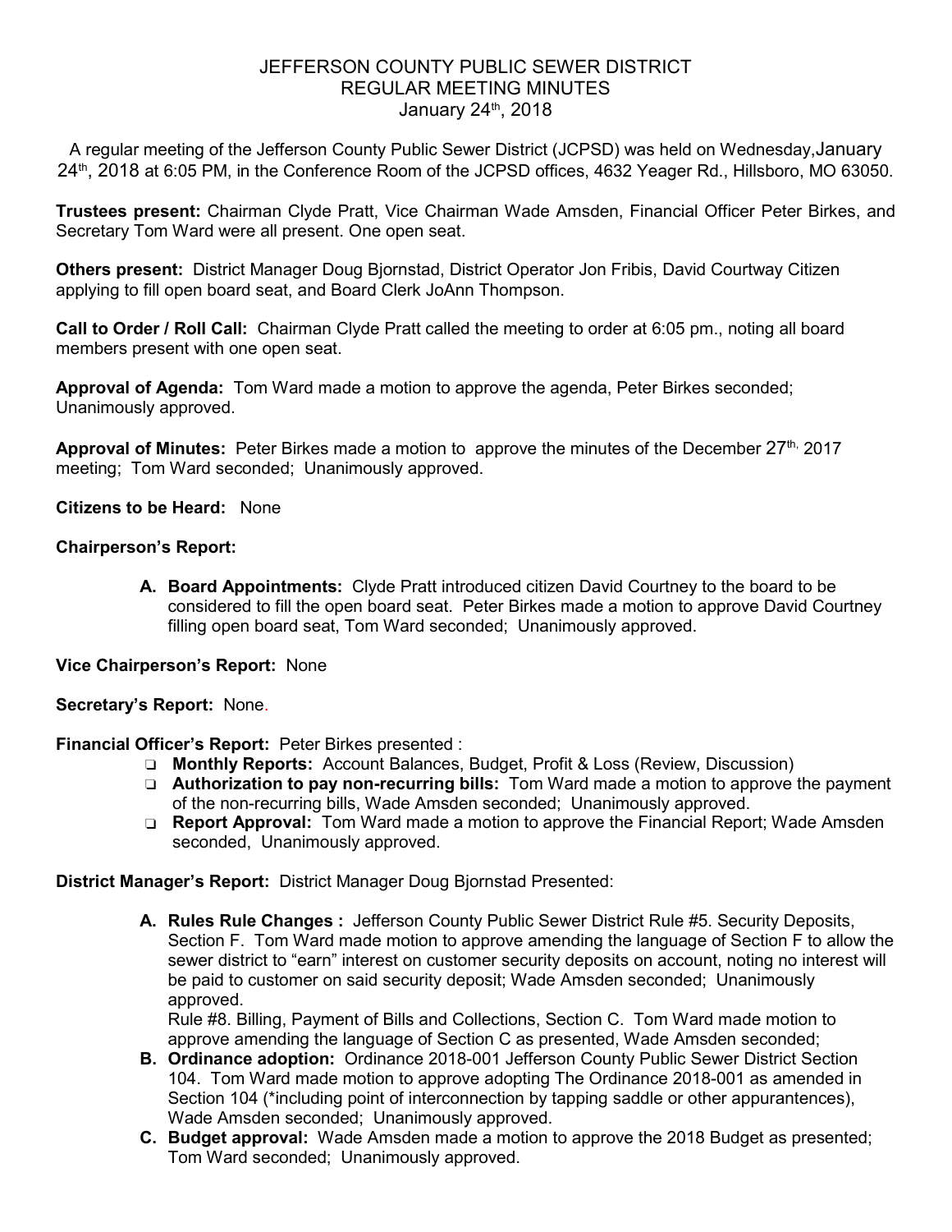# JEFFERSON COUNTY PUBLIC SEWER DISTRICT
## REGULAR MEETING MINUTES
### January 24th, 2018

A regular meeting of the Jefferson County Public Sewer District (JCPSD) was held on Wednesday,January 24th, 2018 at 6:05 PM, in the Conference Room of the JCPSD offices, 4632 Yeager Rd., Hillsboro, MO 63050.

**Trustees present:** Chairman Clyde Pratt, Vice Chairman Wade Amsden, Financial Officer Peter Birkes, and Secretary Tom Ward were all present. One open seat.

**Others present:** District Manager Doug Bjornstad, District Operator Jon Fribis, David Courtway Citizen applying to fill open board seat, and Board Clerk JoAnn Thompson.

**Call to Order / Roll Call:** Chairman Clyde Pratt called the meeting to order at 6:05 pm., noting all board members present with one open seat.

**Approval of Agenda:** Tom Ward made a motion to approve the agenda, Peter Birkes seconded; Unanimously approved.

**Approval of Minutes:** Peter Birkes made a motion to approve the minutes of the December 27th, 2017 meeting; Tom Ward seconded; Unanimously approved.

**Citizens to be Heard:** None

**Chairperson's Report:**

A. **Board Appointments:** Clyde Pratt introduced citizen David Courtney to the board to be considered to fill the open board seat. Peter Birkes made a motion to approve David Courtney filling open board seat, Tom Ward seconded; Unanimously approved.

**Vice Chairperson's Report:** None

**Secretary's Report:** None.

**Financial Officer's Report:** Peter Birkes presented :

- **Monthly Reports:** Account Balances, Budget, Profit & Loss (Review, Discussion)
- **Authorization to pay non-recurring bills:** Tom Ward made a motion to approve the payment of the non-recurring bills, Wade Amsden seconded; Unanimously approved.
- **Report Approval:** Tom Ward made a motion to approve the Financial Report; Wade Amsden seconded, Unanimously approved.

**District Manager's Report:** District Manager Doug Bjornstad Presented:

A. **Rules Rule Changes :** Jefferson County Public Sewer District Rule #5. Security Deposits, Section F. Tom Ward made motion to approve amending the language of Section F to allow the sewer district to "earn" interest on customer security deposits on account, noting no interest will be paid to customer on said security deposit; Wade Amsden seconded; Unanimously approved.
   Rule #8. Billing, Payment of Bills and Collections, Section C. Tom Ward made motion to approve amending the language of Section C as presented, Wade Amsden seconded;

B. **Ordinance adoption:** Ordinance 2018-001 Jefferson County Public Sewer District Section 104. Tom Ward made motion to approve adopting The Ordinance 2018-001 as amended in Section 104 (*including point of interconnection by tapping saddle or other appurantences), Wade Amsden seconded; Unanimously approved.

C. **Budget approval:** Wade Amsden made a motion to approve the 2018 Budget as presented; Tom Ward seconded; Unanimously approved.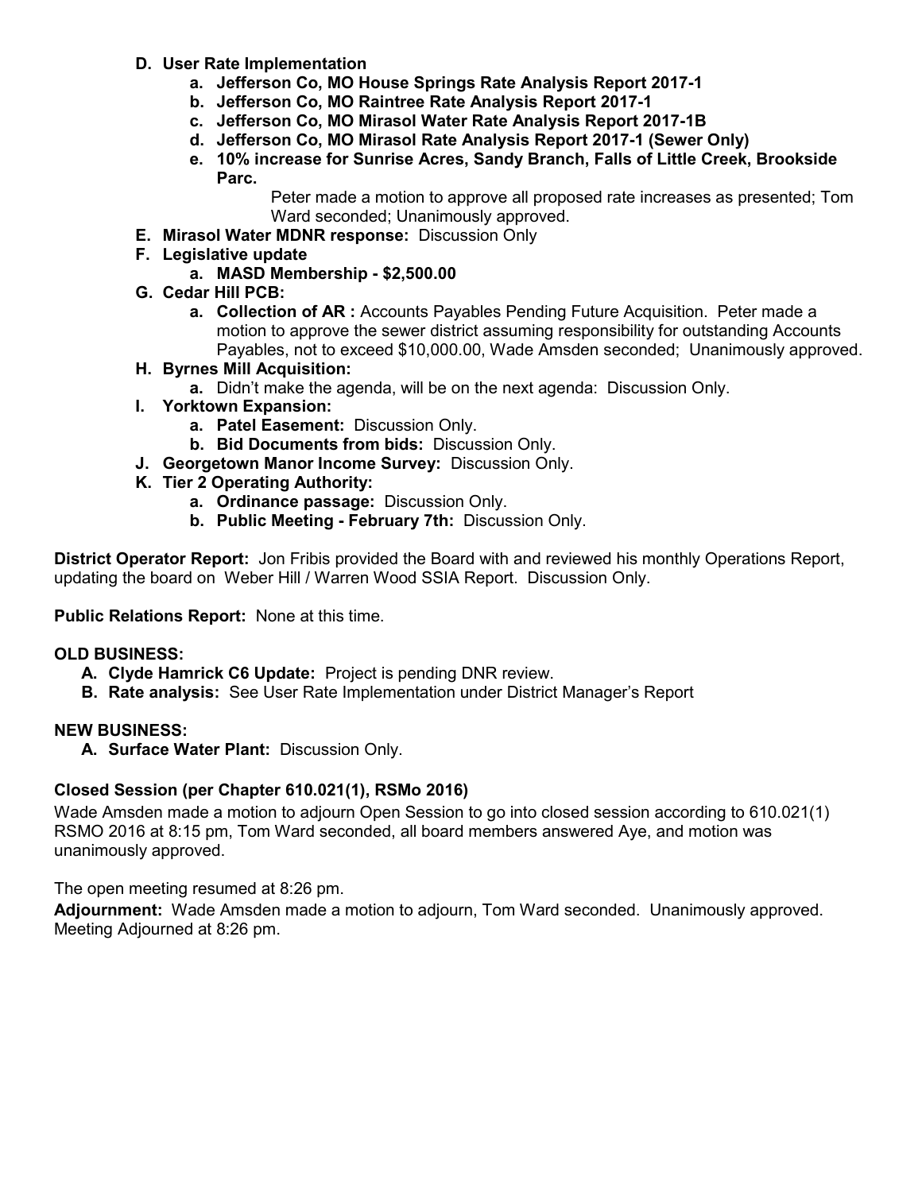- **D. User Rate Implementation**
    - **a. Jefferson Co, MO House Springs Rate Analysis Report 2017-1**
    - **b. Jefferson Co, MO Raintree Rate Analysis Report 2017-1**
    - **c. Jefferson Co, MO Mirasol Water Rate Analysis Report 2017-1B**
    - **d. Jefferson Co, MO Mirasol Rate Analysis Report 2017-1 (Sewer Only)**
    - **e. 10% increase for Sunrise Acres, Sandy Branch, Falls of Little Creek, Brookside Parc.**

        Peter made a motion to approve all proposed rate increases as presented; Tom Ward seconded; Unanimously approved.
- **E. Mirasol Water MDNR response:** Discussion Only
- **F. Legislative update**
    - **a. MASD Membership - $2,500.00**
- **G. Cedar Hill PCB:**
    - **a. Collection of AR :** Accounts Payables Pending Future Acquisition. Peter made a motion to approve the sewer district assuming responsibility for outstanding Accounts Payables, not to exceed $10,000.00, Wade Amsden seconded; Unanimously approved.
- **H. Byrnes Mill Acquisition:**
    - **a.** Didn't make the agenda, will be on the next agenda: Discussion Only.
- **I. Yorktown Expansion:**
    - **a. Patel Easement:** Discussion Only.
    - **b. Bid Documents from bids:** Discussion Only.
- **J. Georgetown Manor Income Survey:** Discussion Only.
- **K. Tier 2 Operating Authority:**
    - **a. Ordinance passage:** Discussion Only.
    - **b. Public Meeting - February 7th:** Discussion Only.

**District Operator Report:** Jon Fribis provided the Board with and reviewed his monthly Operations Report, updating the board on Weber Hill / Warren Wood SSIA Report. Discussion Only.

**Public Relations Report:** None at this time.

**OLD BUSINESS:**

- **A. Clyde Hamrick C6 Update:** Project is pending DNR review.
- **B. Rate analysis:** See User Rate Implementation under District Manager's Report

**NEW BUSINESS:**

- **A. Surface Water Plant:** Discussion Only.

**Closed Session (per Chapter 610.021(1), RSMo 2016)**

Wade Amsden made a motion to adjourn Open Session to go into closed session according to 610.021(1) RSMO 2016 at 8:15 pm, Tom Ward seconded, all board members answered Aye, and motion was unanimously approved.

The open meeting resumed at 8:26 pm.

**Adjournment:** Wade Amsden made a motion to adjourn, Tom Ward seconded. Unanimously approved. Meeting Adjourned at 8:26 pm.